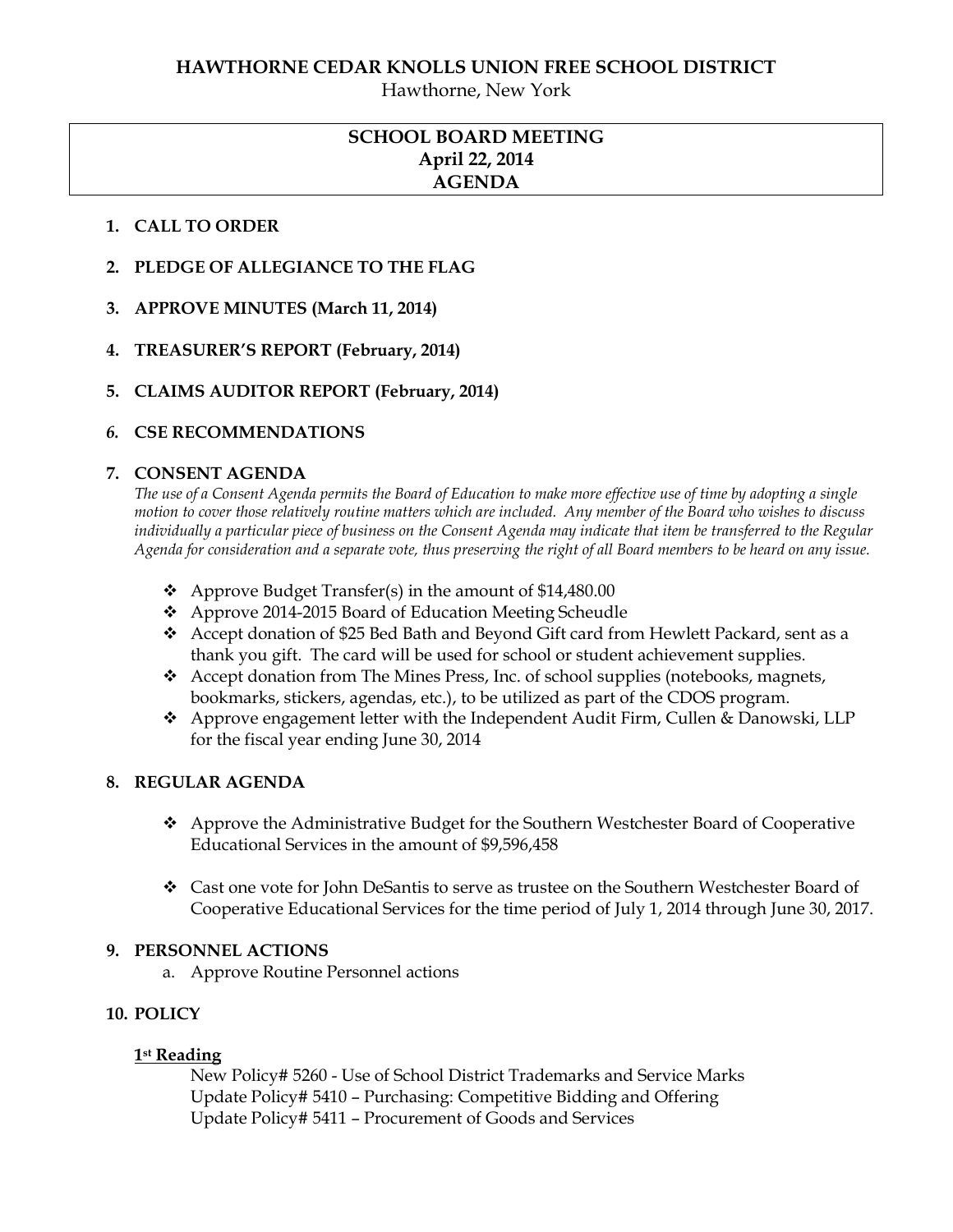# HAWTHORNE CEDAR KNOLLS UNION FREE SCHOOL DISTRICT

Hawthorne, New York

## SCHOOL BOARD MEETING
## April 22, 2014
## AGENDA

1. **CALL TO ORDER**

2. **PLEDGE OF ALLEGIANCE TO THE FLAG**

3. **APPROVE MINUTES (March 11, 2014)**

4. **TREASURER'S REPORT (February, 2014)**

5. **CLAIMS AUDITOR REPORT (February, 2014)**

6. **CSE RECOMMENDATIONS**

7. **CONSENT AGENDA**

   *The use of a Consent Agenda permits the Board of Education to make more effective use of time by adopting a single motion to cover those relatively routine matters which are included. Any member of the Board who wishes to discuss individually a particular piece of business on the Consent Agenda may indicate that item be transferred to the Regular Agenda for consideration and a separate vote, thus preserving the right of all Board members to be heard on any issue.*

   - Approve Budget Transfer(s) in the amount of $14,480.00
   - Approve 2014-2015 Board of Education Meeting Scheudle
   - Accept donation of $25 Bed Bath and Beyond Gift card from Hewlett Packard, sent as a thank you gift. The card will be used for school or student achievement supplies.
   - Accept donation from The Mines Press, Inc. of school supplies (notebooks, magnets, bookmarks, stickers, agendas, etc.), to be utilized as part of the CDOS program.
   - Approve engagement letter with the Independent Audit Firm, Cullen & Danowski, LLP for the fiscal year ending June 30, 2014

8. **REGULAR AGENDA**

   - Approve the Administrative Budget for the Southern Westchester Board of Cooperative Educational Services in the amount of $9,596,458

   - Cast one vote for John DeSantis to serve as trustee on the Southern Westchester Board of Cooperative Educational Services for the time period of July 1, 2014 through June 30, 2017.

9. **PERSONNEL ACTIONS**
   a. Approve Routine Personnel actions

10. **POLICY**

    **1st Reading**

    New Policy# 5260 - Use of School District Trademarks and Service Marks
    Update Policy# 5410 – Purchasing: Competitive Bidding and Offering
    Update Policy# 5411 – Procurement of Goods and Services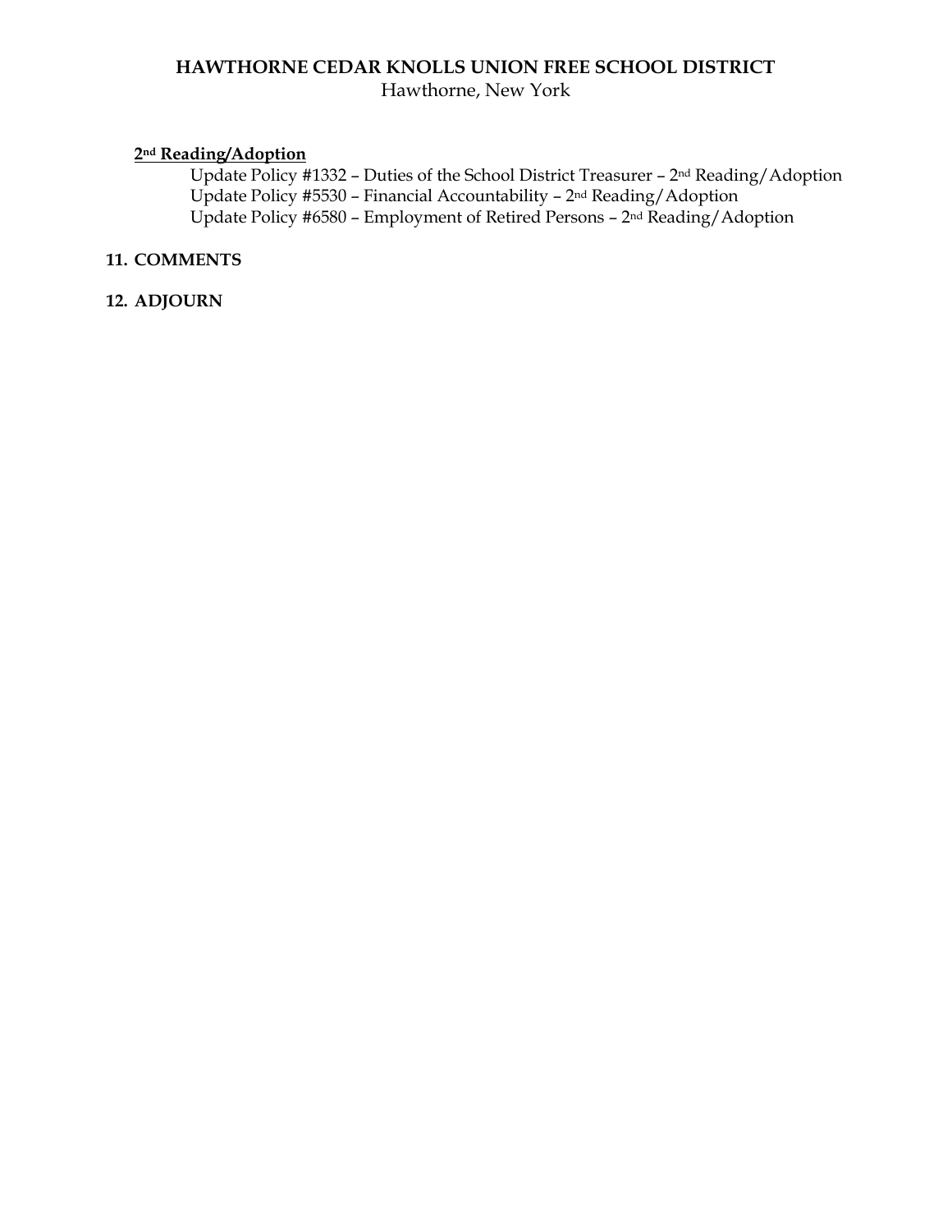**HAWTHORNE CEDAR KNOLLS UNION FREE SCHOOL DISTRICT**
Hawthorne, New York

**2nd Reading/Adoption**

Update Policy #1332 – Duties of the School District Treasurer – 2nd Reading/Adoption
Update Policy #5530 – Financial Accountability – 2nd Reading/Adoption
Update Policy #6580 – Employment of Retired Persons – 2nd Reading/Adoption

**11. COMMENTS**

**12. ADJOURN**